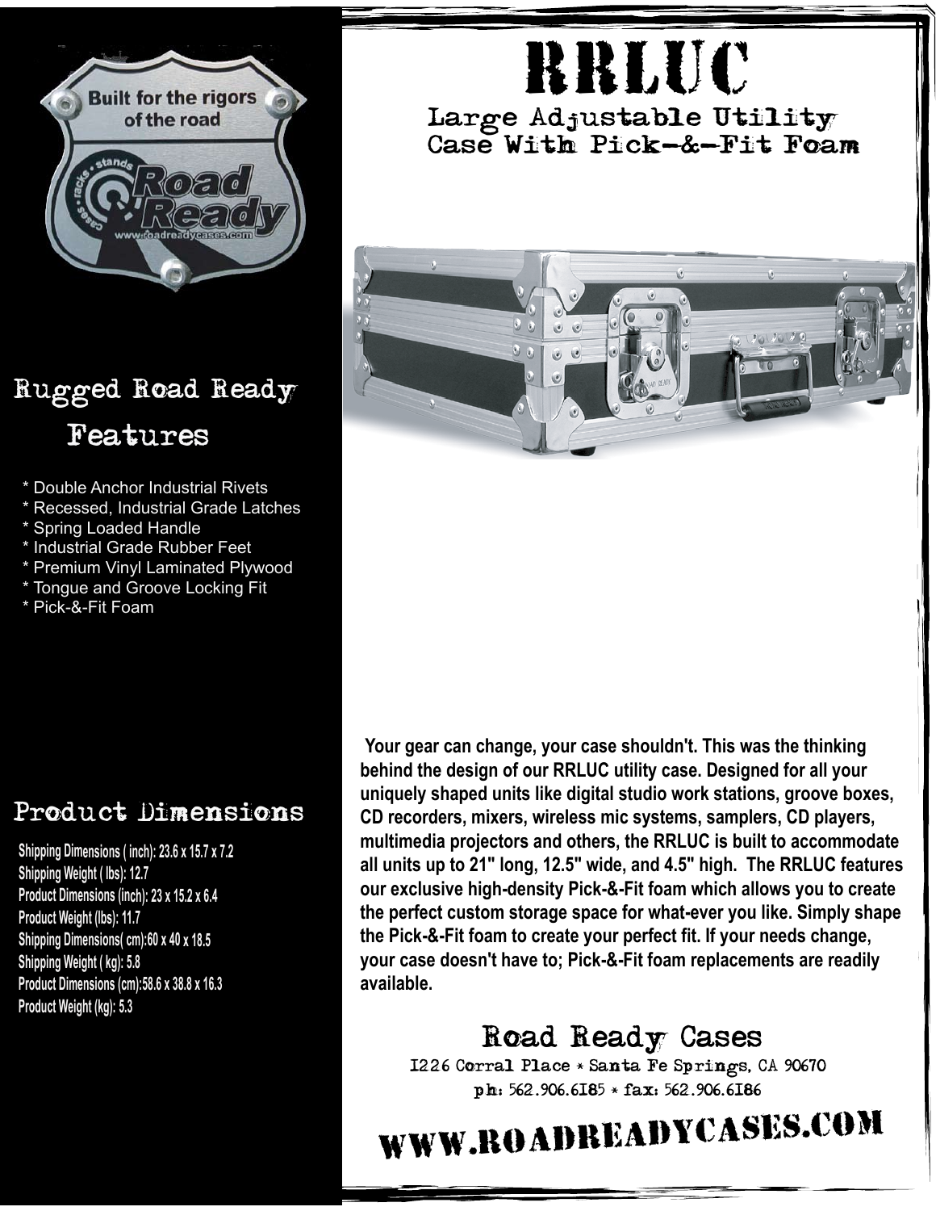# RRLUC

## Large Adjustable Utility Case With Pick-&-Fit Foam

## Rugged Road Ready Features

* Double Anchor Industrial Rivets
* Recessed, Industrial Grade Latches
* Spring Loaded Handle
* Industrial Grade Rubber Feet
* Premium Vinyl Laminated Plywood
* Tongue and Groove Locking Fit
* Pick-&-Fit Foam

## Product Dimensions

**Shipping Dimensions ( inch): 23.6 x 15.7 x 7.2**
**Shipping Weight ( lbs): 12.7**
**Product Dimensions (inch): 23 x 15.2 x 6.4**
**Product Weight (lbs): 11.7**
**Shipping Dimensions( cm):60 x 40 x 18.5**
**Shipping Weight ( kg): 5.8**
**Product Dimensions (cm):58.6 x 38.8 x 16.3**
**Product Weight (kg): 5.3**

**Your gear can change, your case shouldn't. This was the thinking behind the design of our RRLUC utility case. Designed for all your uniquely shaped units like digital studio work stations, groove boxes, CD recorders, mixers, wireless mic systems, samplers, CD players, multimedia projectors and others, the RRLUC is built to accommodate all units up to 21" long, 12.5" wide, and 4.5" high. The RRLUC features our exclusive high-density Pick-&-Fit foam which allows you to create the perfect custom storage space for what-ever you like. Simply shape the Pick-&-Fit foam to create your perfect fit. If your needs change, your case doesn't have to; Pick-&-Fit foam replacements are readily available.**

## Road Ready Cases

1226 Corral Place * Santa Fe Springs, CA 90670
ph: 562.906.6185 * fax: 562.906.6186

# WWW.ROADREADYCASES.COM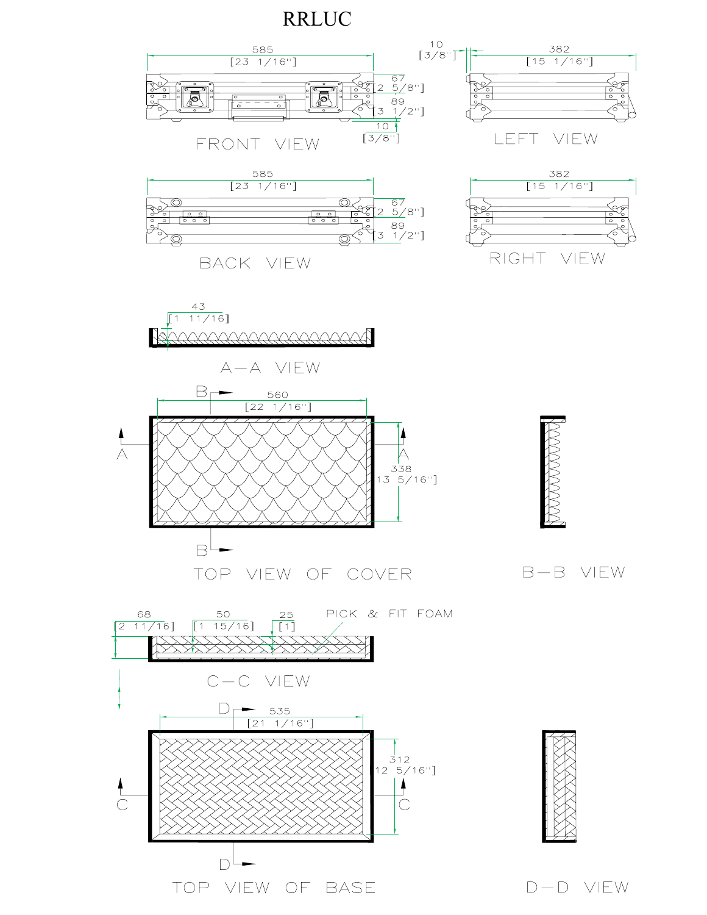# RRLUC

585
[23 1/16"]

67
[2 5/8"]

89
[3 1/2"]

10
[3/8"]

FRONT VIEW

10
[3/8"]

382
[15 1/16"]

LEFT VIEW

585
[23 1/16"]

67
[2 5/8"]

89
[3 1/2"]

BACK VIEW

382
[15 1/16"]

RIGHT VIEW

43
[1 11/16]

A—A VIEW

B

560
[22 1/16"]

A

A

338
13 5/16"]

B

TOP VIEW OF COVER

B—B VIEW

68
[2 11/16]

50
[1 15/16]

25
[1]

PICK & FIT FOAM

C—C VIEW

D

535
[21 1/16"]

312
12 5/16"]

C

C

D

TOP VIEW OF BASE

D—D VIEW